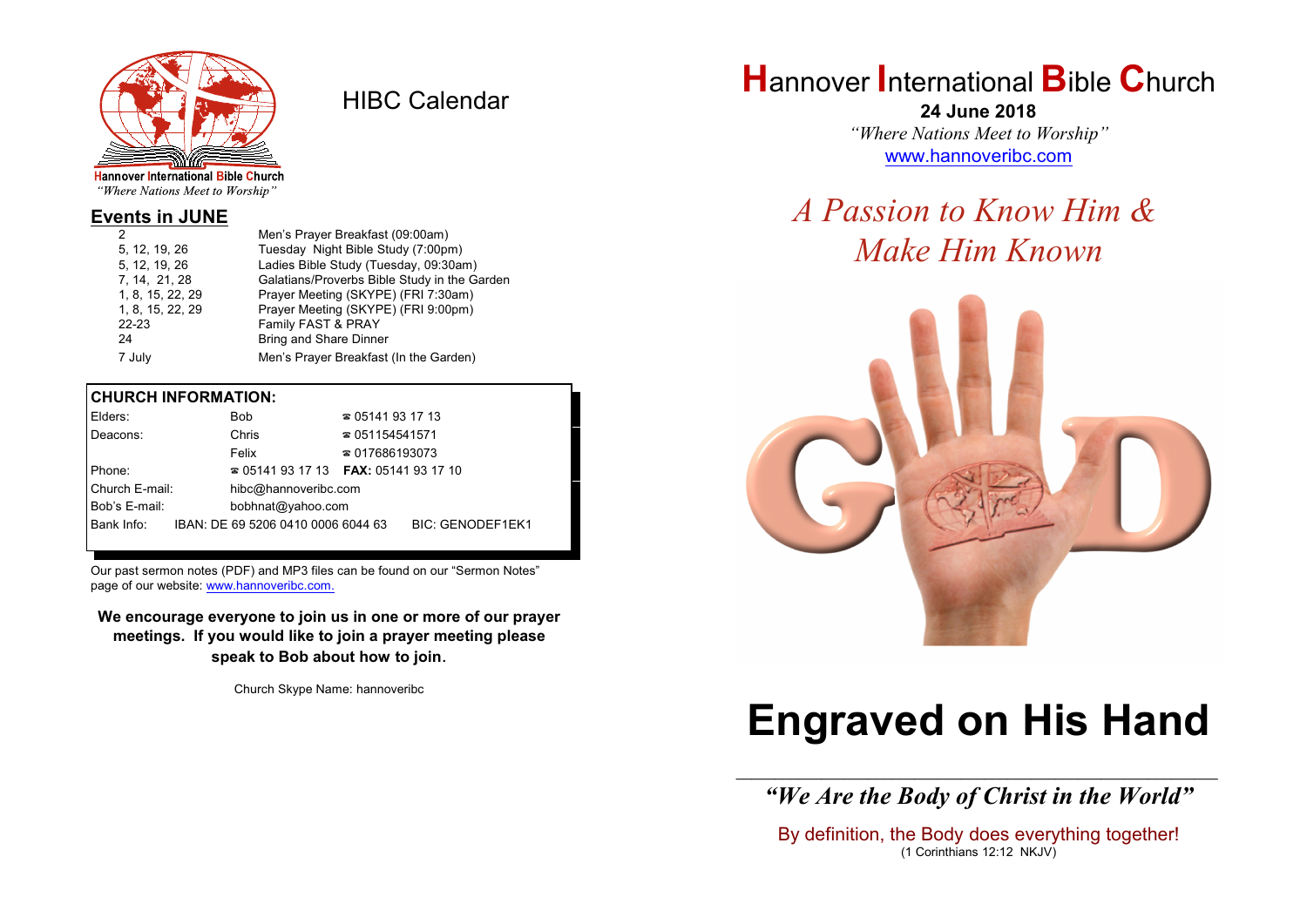Hannover International Bible Church
*"Where Nations Meet to Worship"*

# HIBC Calendar

## Events in JUNE

| | |
|---|---|
| 2 | Men's Prayer Breakfast (09:00am) |
| 5, 12, 19, 26 | Tuesday Night Bible Study (7:00pm) |
| 5, 12, 19, 26 | Ladies Bible Study (Tuesday, 09:30am) |
| 7, 14, 21, 28 | Galatians/Proverbs Bible Study in the Garden |
| 1, 8, 15, 22, 29 | Prayer Meeting (SKYPE) (FRI 7:30am) |
| 1, 8, 15, 22, 29 | Prayer Meeting (SKYPE) (FRI 9:00pm) |
| 22-23 | Family FAST & PRAY |
| 24 | Bring and Share Dinner |
| 7 July | Men's Prayer Breakfast (In the Garden) |

**CHURCH INFORMATION:**

| | | |
|---|---|---|
| Elders: | Bob | ☎ 05141 93 17 13 |
| Deacons: | Chris | ☎ 051154541571 |
| | Felix | ☎ 017686193073 |
| Phone: | ☎ 05141 93 17 13 | **FAX:** 05141 93 17 10 |
| Church E-mail: | hibc@hannoveribc.com | |
| Bob's E-mail: | bobhnat@yahoo.com | |
| Bank Info: | IBAN: DE 69 5206 0410 0006 6044 63 | BIC: GENODEF1EK1 |

Our past sermon notes (PDF) and MP3 files can be found on our "Sermon Notes" page of our website: www.hannoveribc.com.

**We encourage everyone to join us in one or more of our prayer meetings. If you would like to join a prayer meeting please speak to Bob about how to join.**

Church Skype Name: hannoveribc

# Hannover International Bible Church

**24 June 2018**

*"Where Nations Meet to Worship"*

www.hannoveribc.com

## *A Passion to Know Him & Make Him Known*

# Engraved on His Hand

***"We Are the Body of Christ in the World"***

By definition, the Body does everything together!
(1 Corinthians 12:12 NKJV)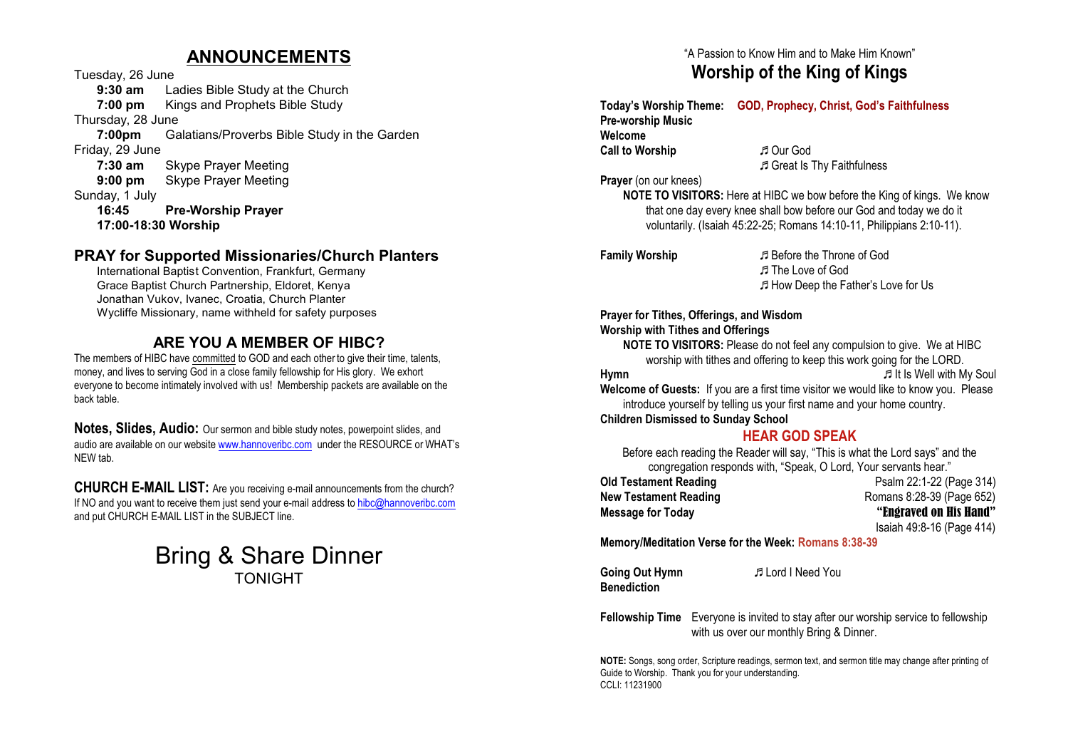# ANNOUNCEMENTS

Tuesday, 26 June

- **9:30 am** Ladies Bible Study at the Church
- **7:00 pm** Kings and Prophets Bible Study

Thursday, 28 June

- **7:00pm** Galatians/Proverbs Bible Study in the Garden

Friday, 29 June

- **7:30 am** Skype Prayer Meeting
- **9:00 pm** Skype Prayer Meeting

Sunday, 1 July

- **16:45 Pre-Worship Prayer**
- **17:00-18:30 Worship**

## PRAY for Supported Missionaries/Church Planters

International Baptist Convention, Frankfurt, Germany
Grace Baptist Church Partnership, Eldoret, Kenya
Jonathan Vukov, Ivanec, Croatia, Church Planter
Wycliffe Missionary, name withheld for safety purposes

## ARE YOU A MEMBER OF HIBC?

The members of HIBC have committed to GOD and each other to give their time, talents, money, and lives to serving God in a close family fellowship for His glory. We exhort everyone to become intimately involved with us! Membership packets are available on the back table.

**Notes, Slides, Audio:** Our sermon and bible study notes, powerpoint slides, and audio are available on our website www.hannoveribc.com under the RESOURCE or WHAT's NEW tab.

**CHURCH E-MAIL LIST:** Are you receiving e-mail announcements from the church? If NO and you want to receive them just send your e-mail address to hibc@hannoveribc.com and put CHURCH E-MAIL LIST in the SUBJECT line.

## Bring & Share Dinner
TONIGHT

"A Passion to Know Him and to Make Him Known"

# Worship of the King of Kings

**Today's Worship Theme:** **GOD, Prophecy, Christ, God's Faithfulness**

**Pre-worship Music**

**Welcome**

**Call to Worship** ♬ Our God
♬ Great Is Thy Faithfulness

**Prayer** (on our knees)

**NOTE TO VISITORS:** Here at HIBC we bow before the King of kings. We know that one day every knee shall bow before our God and today we do it voluntarily. (Isaiah 45:22-25; Romans 14:10-11, Philippians 2:10-11).

**Family Worship** ♬ Before the Throne of God
♬ The Love of God
♬ How Deep the Father's Love for Us

**Prayer for Tithes, Offerings, and Wisdom**

**Worship with Tithes and Offerings**

**NOTE TO VISITORS:** Please do not feel any compulsion to give. We at HIBC worship with tithes and offering to keep this work going for the LORD.

**Hymn** ♬ It Is Well with My Soul

**Welcome of Guests:** If you are a first time visitor we would like to know you. Please introduce yourself by telling us your first name and your home country.

**Children Dismissed to Sunday School**

## HEAR GOD SPEAK

Before each reading the Reader will say, "This is what the Lord says" and the congregation responds with, "Speak, O Lord, Your servants hear."

**Old Testament Reading** Psalm 22:1-22 (Page 314)

**New Testament Reading** Romans 8:28-39 (Page 652)

**Message for Today** **"Engraved on His Hand"**
Isaiah 49:8-16 (Page 414)

**Memory/Meditation Verse for the Week:** **Romans 8:38-39**

**Going Out Hymn** ♬ Lord I Need You

**Benediction**

**Fellowship Time** Everyone is invited to stay after our worship service to fellowship with us over our monthly Bring & Dinner.

**NOTE:** Songs, song order, Scripture readings, sermon text, and sermon title may change after printing of Guide to Worship. Thank you for your understanding.
CCLI: 11231900